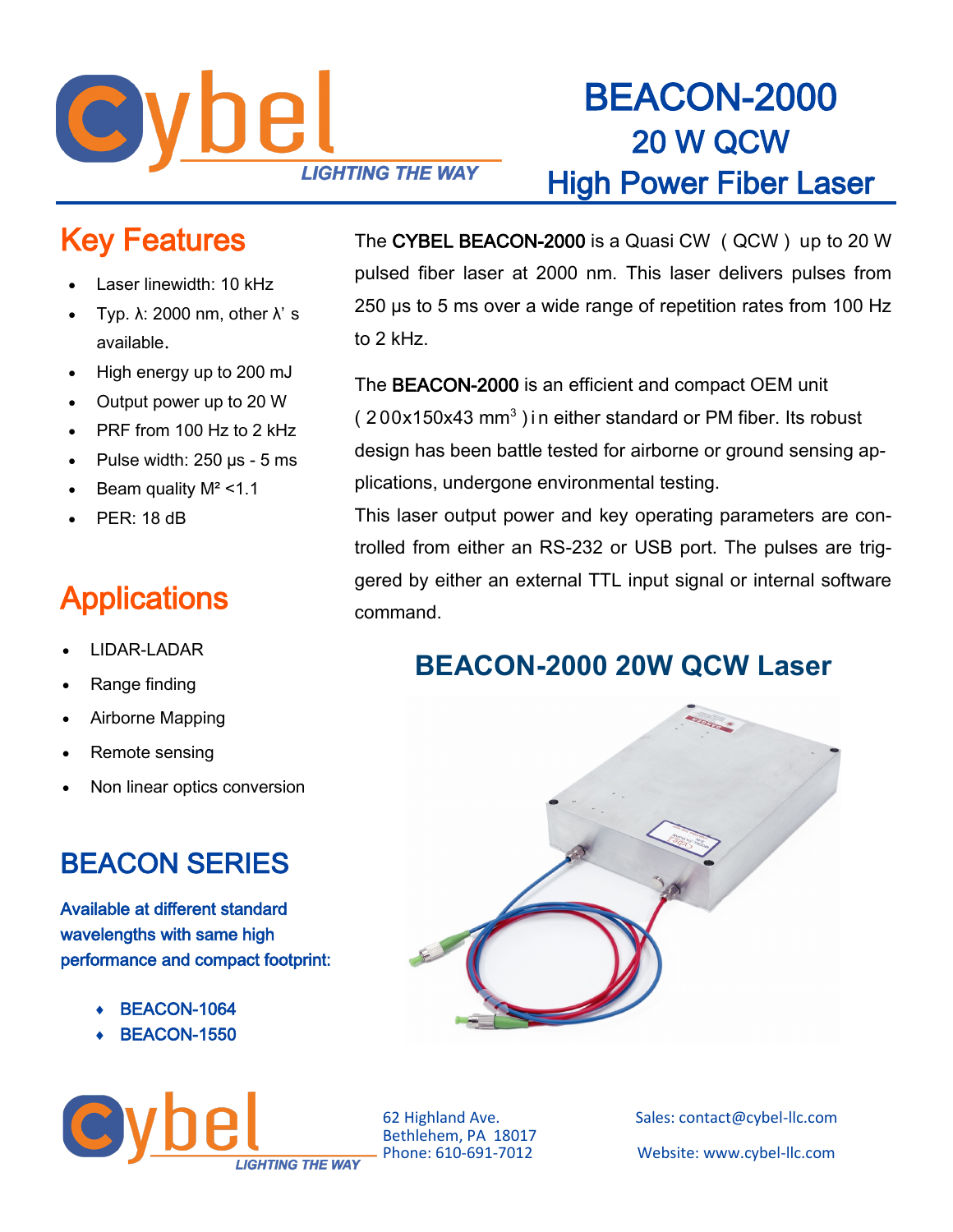# BEACON-2000

## 20 W QCW

## High Power Fiber Laser

## Key Features

- Laser linewidth: 10 kHz
- Typ. λ: 2000 nm, other λ' s available.
- High energy up to 200 mJ
- Output power up to 20 W
- PRF from 100 Hz to 2 kHz
- Pulse width: 250 µs - 5 ms
- Beam quality $M^2$ <1.1
- PER: 18 dB

## Applications

- LIDAR-LADAR
- Range finding
- Airborne Mapping
- Remote sensing
- Non linear optics conversion

## BEACON SERIES

**Available at different standard wavelengths with same high performance and compact footprint:**

- BEACON-1064
- BEACON-1550

The **CYBEL BEACON-2000** is a Quasi CW (QCW) up to 20 W pulsed fiber laser at 2000 nm. This laser delivers pulses from 250 µs to 5 ms over a wide range of repetition rates from 100 Hz to 2 kHz.

The **BEACON-2000** is an efficient and compact OEM unit (200x150x43 $mm^3$) in either standard or PM fiber. Its robust design has been battle tested for airborne or ground sensing applications, undergone environmental testing.

This laser output power and key operating parameters are controlled from either an RS-232 or USB port. The pulses are triggered by either an external TTL input signal or internal software command.

## BEACON-2000 20W QCW Laser

62 Highland Ave.
Bethlehem, PA 18017
Phone: 610-691-7012

Sales: contact@cybel-llc.com

Website: www.cybel-llc.com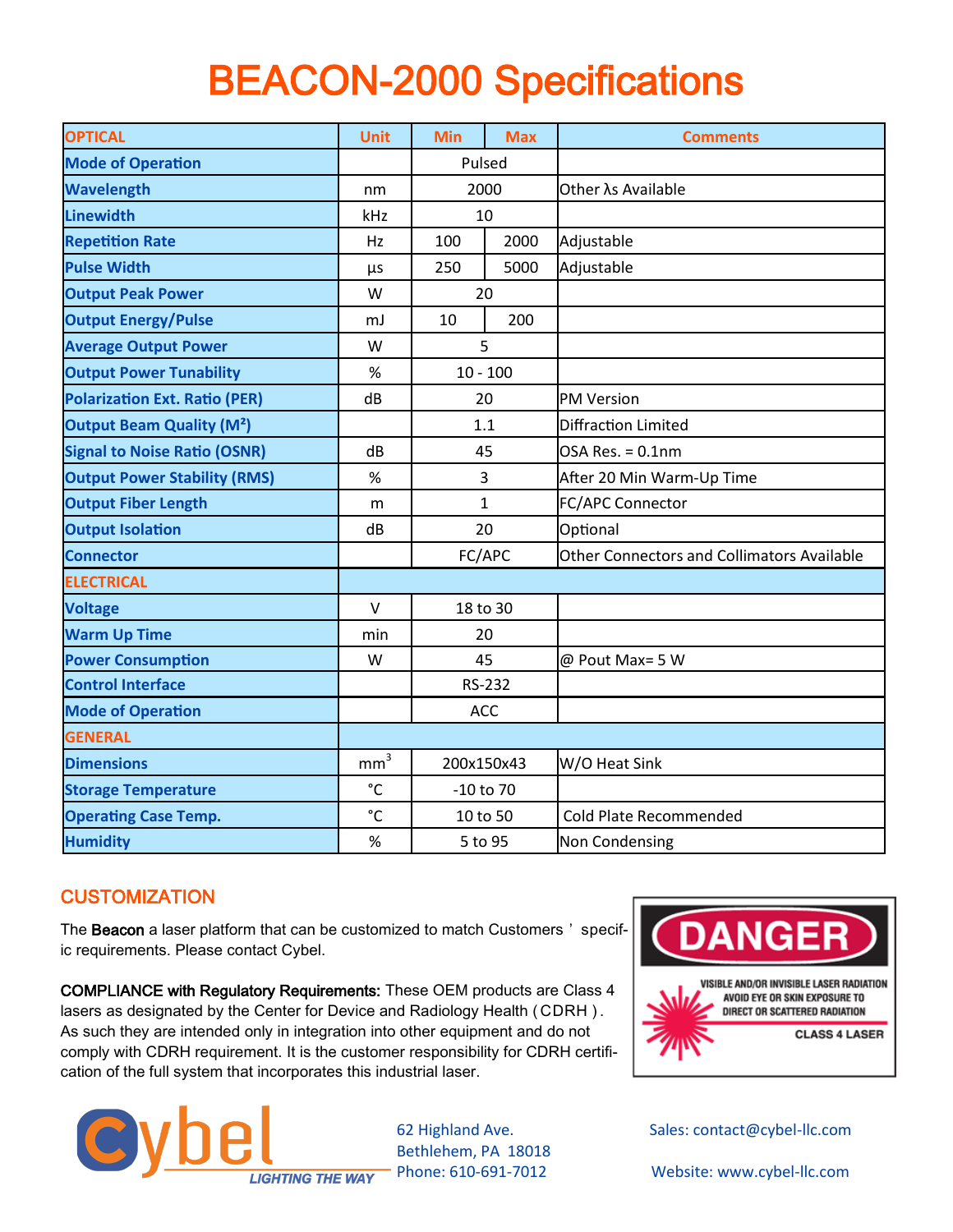# BEACON-2000 Specifications

| OPTICAL | Unit | Min | Max | Comments |
|---|---|---|---|---|
| Mode of Operation | | Pulsed | | |
| Wavelength | nm | 2000 | | Other λs Available |
| Linewidth | kHz | 10 | | |
| Repetition Rate | Hz | 100 | 2000 | Adjustable |
| Pulse Width | µs | 250 | 5000 | Adjustable |
| Output Peak Power | W | 20 | | |
| Output Energy/Pulse | mJ | 10 | 200 | |
| Average Output Power | W | 5 | | |
| Output Power Tunability | % | 10 - 100 | | |
| Polarization Ext. Ratio (PER) | dB | 20 | | PM Version |
| Output Beam Quality ($M^2$) | | 1.1 | | Diffraction Limited |
| Signal to Noise Ratio (OSNR) | dB | 45 | | OSA Res. = 0.1nm |
| Output Power Stability (RMS) | % | 3 | | After 20 Min Warm-Up Time |
| Output Fiber Length | m | 1 | | FC/APC Connector |
| Output Isolation | dB | 20 | | Optional |
| Connector | | FC/APC | | Other Connectors and Collimators Available |
| ELECTRICAL | | | | |
| Voltage | V | 18 to 30 | | |
| Warm Up Time | min | 20 | | |
| Power Consumption | W | 45 | | @ Pout Max= 5 W |
| Control Interface | | RS-232 | | |
| Mode of Operation | | ACC | | |
| GENERAL | | | | |
| Dimensions | $mm^3$ | 200x150x43 | | W/O Heat Sink |
| Storage Temperature | °C | -10 to 70 | | |
| Operating Case Temp. | °C | 10 to 50 | | Cold Plate Recommended |
| Humidity | % | 5 to 95 | | Non Condensing |

## CUSTOMIZATION

The **Beacon** a laser platform that can be customized to match Customers ' specific requirements. Please contact Cybel.

**COMPLIANCE with Regulatory Requirements:** These OEM products are Class 4 lasers as designated by the Center for Device and Radiology Health ( CDRH ). As such they are intended only in integration into other equipment and do not comply with CDRH requirement. It is the customer responsibility for CDRH certification of the full system that incorporates this industrial laser.

DANGER

VISIBLE AND/OR INVISIBLE LASER RADIATION
AVOID EYE OR SKIN EXPOSURE TO
DIRECT OR SCATTERED RADIATION

CLASS 4 LASER

cybel
LIGHTING THE WAY

62 Highland Ave.
Bethlehem, PA 18018
Phone: 610-691-7012

Sales: contact@cybel-llc.com

Website: www.cybel-llc.com